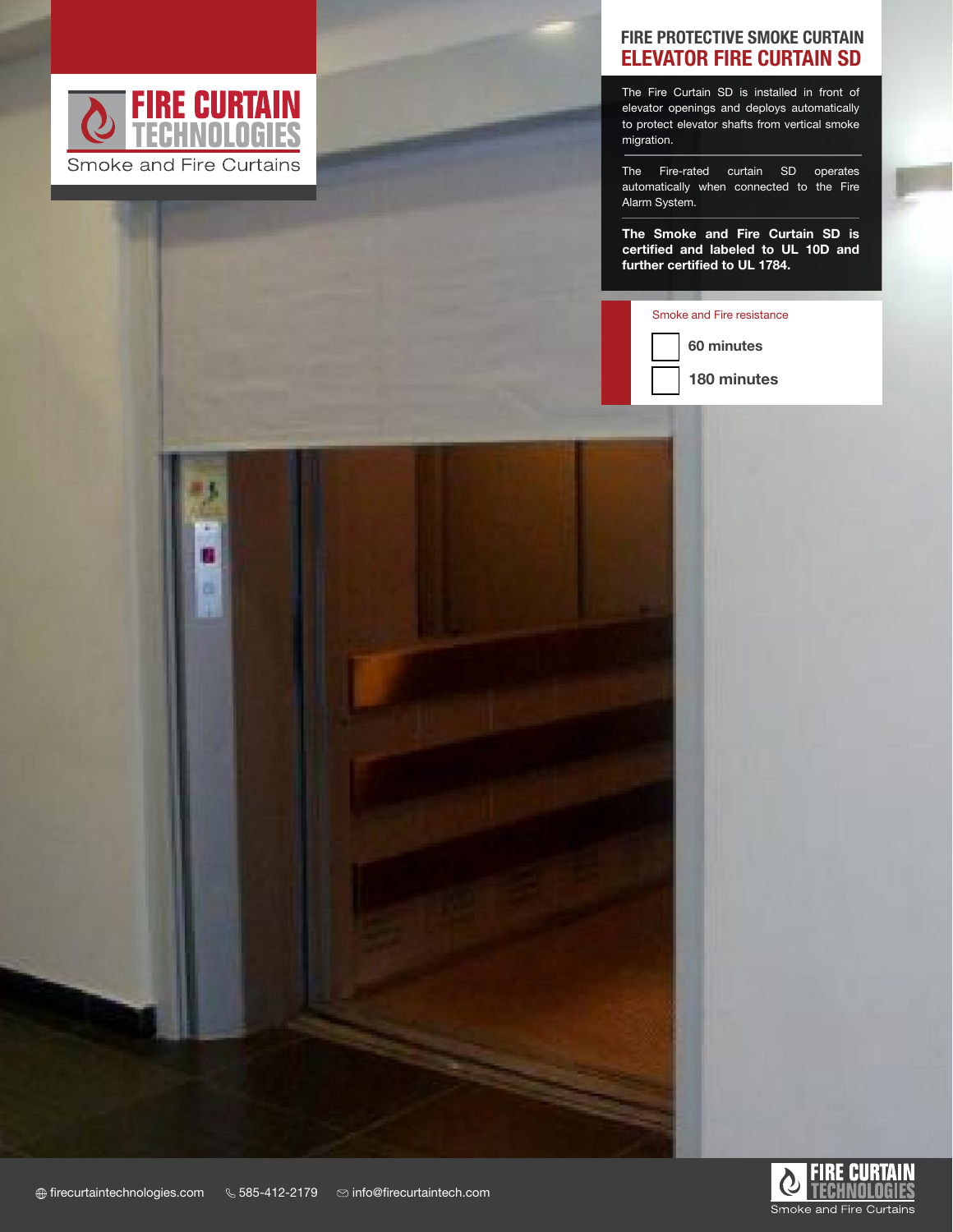**FIRE CURTAIN TECHNOLOGIES**

Smoke and Fire Curtains

## FIRE PROTECTIVE SMOKE CURTAIN
# ELEVATOR FIRE CURTAIN SD

The Fire Curtain SD is installed in front of elevator openings and deploys automatically to protect elevator shafts from vertical smoke migration.

The Fire-rated curtain SD operates automatically when connected to the Fire Alarm System.

**The Smoke and Fire Curtain SD is certified and labeled to UL 10D and further certified to UL 1784.**

Smoke and Fire resistance

- ☐ **60 minutes**
- ☐ **180 minutes**

firecurtaintechnologies.com   585-412-2179   info@firecurtaintech.com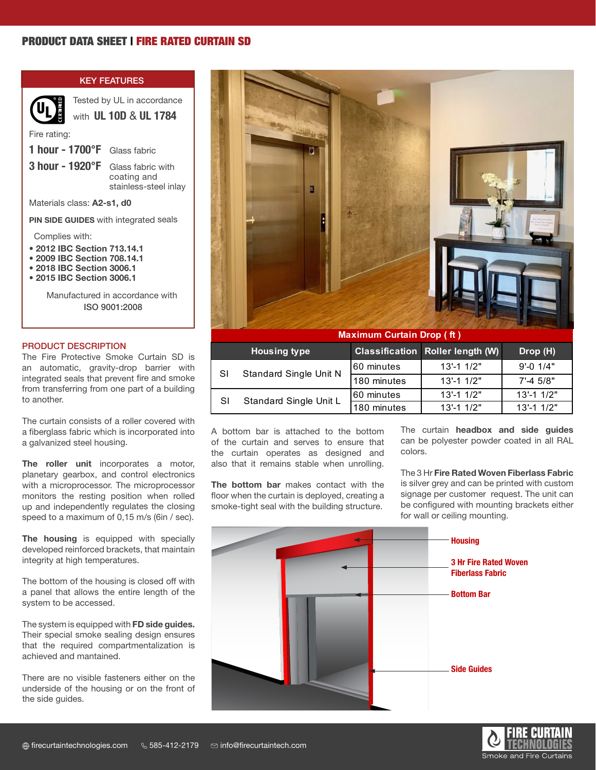## PRODUCT DATA SHEET | FIRE RATED CURTAIN SD

### KEY FEATURES

Tested by UL in accordance with **UL 10D** & **UL 1784**

Fire rating:

**1 hour - 1700°F** Glass fabric

**3 hour - 1920°F** Glass fabric with coating and stainless-steel inlay

Materials class: **A2-s1, d0**

**PIN SIDE GUIDES** with integrated seals

Complies with:

- **2012 IBC Section 713.14.1**
- **2009 IBC Section 708.14.1**
- **2018 IBC Section 3006.1**
- **2015 IBC Section 3006.1**

Manufactured in accordance with **ISO 9001:2008**

### PRODUCT DESCRIPTION

The Fire Protective Smoke Curtain SD is an automatic, gravity-drop barrier with integrated seals that prevent fire and smoke from transferring from one part of a building to another.

The curtain consists of a roller covered with a fiberglass fabric which is incorporated into a galvanized steel housing.

**The roller unit** incorporates a motor, planetary gearbox, and control electronics with a microprocessor. The microprocessor monitors the resting position when rolled up and independently regulates the closing speed to a maximum of 0,15 m/s (6in / sec).

**The housing** is equipped with specially developed reinforced brackets, that maintain integrity at high temperatures.

The bottom of the housing is closed off with a panel that allows the entire length of the system to be accessed.

The system is equipped with **FD side guides.** Their special smoke sealing design ensures that the required compartmentalization is achieved and mantained.

There are no visible fasteners either on the underside of the housing or on the front of the side guides.

**Maximum Curtain Drop ( ft )**

| Housing type | | Classification | Roller length (W) | Drop (H) |
|---|---|---|---|---|
| SI | Standard Single Unit N | 60 minutes | 13'-1 1/2" | 9'-0 1/4" |
| | | 180 minutes | 13'-1 1/2" | 7'-4 5/8" |
| SI | Standard Single Unit L | 60 minutes | 13'-1 1/2" | 13'-1 1/2" |
| | | 180 minutes | 13'-1 1/2" | 13'-1 1/2" |

A bottom bar is attached to the bottom of the curtain and serves to ensure that the curtain operates as designed and also that it remains stable when unrolling.

**The bottom bar** makes contact with the floor when the curtain is deployed, creating a smoke-tight seal with the building structure.

The curtain **headbox and side guides** can be polyester powder coated in all RAL colors.

The 3 Hr **Fire Rated Woven Fiberlass Fabric** is silver grey and can be printed with custom signage per customer request. The unit can be configured with mounting brackets either for wall or ceiling mounting.

Housing

3 Hr Fire Rated Woven Fiberlass Fabric

Bottom Bar

Side Guides

firecurtaintechnologies.com | 585-412-2179 | info@firecurtaintech.com

FIRE CURTAIN TECHNOLOGIES — Smoke and Fire Curtains